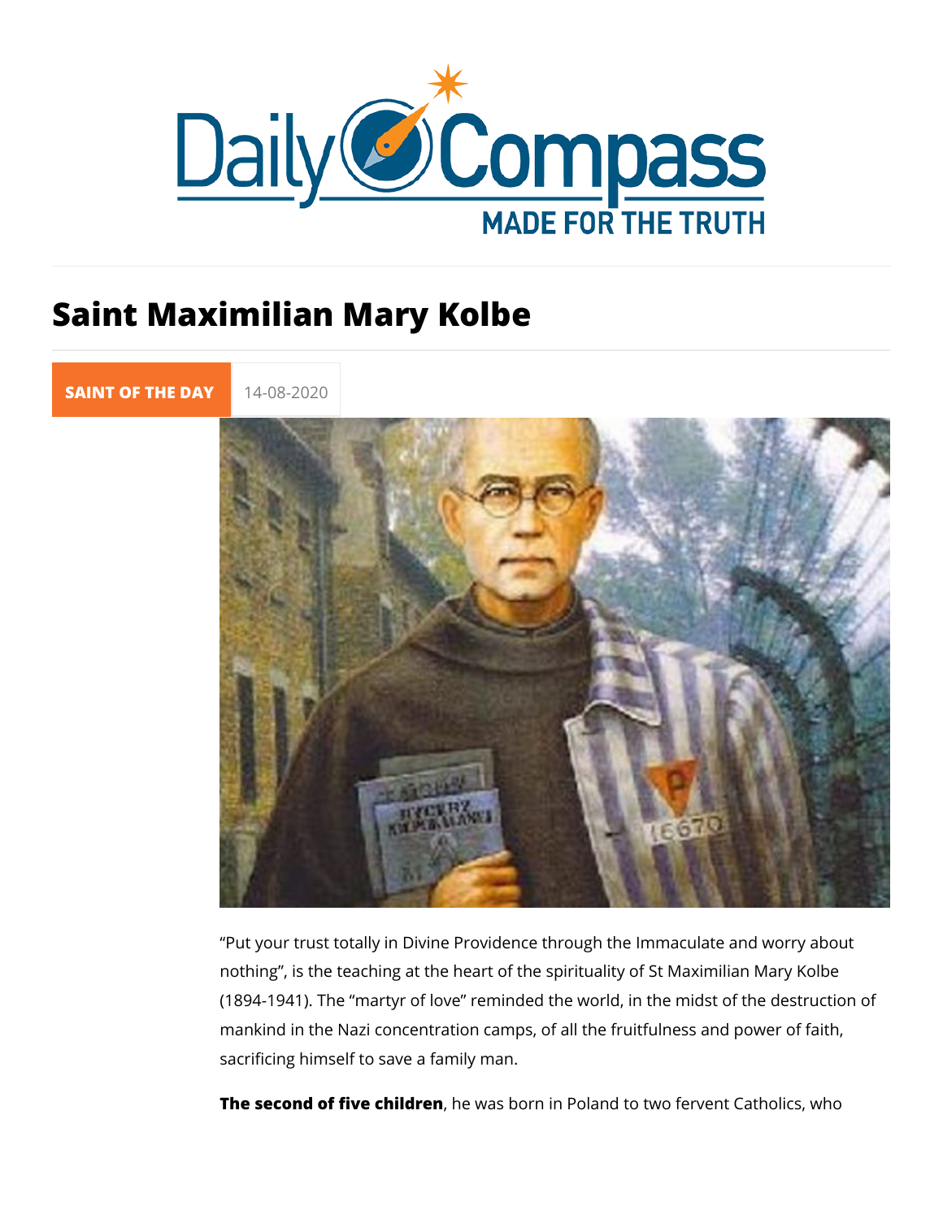# Saint Maximilian Mary Kolbe

SAINT OF THE DAY 14-08-2020

"Put your trust totally in Divine Providence through the Immaculate and worry about nothing", is the teaching at the heart of the spirituality of St Maximilian Mary Kolbe (1894-1941). The "martyr of love" reminded the world, in the midst of the destruction of mankind in the Nazi concentration camps, of all the fruitfulness and power of faith, sacrificing himself to save a family man.

**The second of five children**, he was born in Poland to two fervent Catholics, who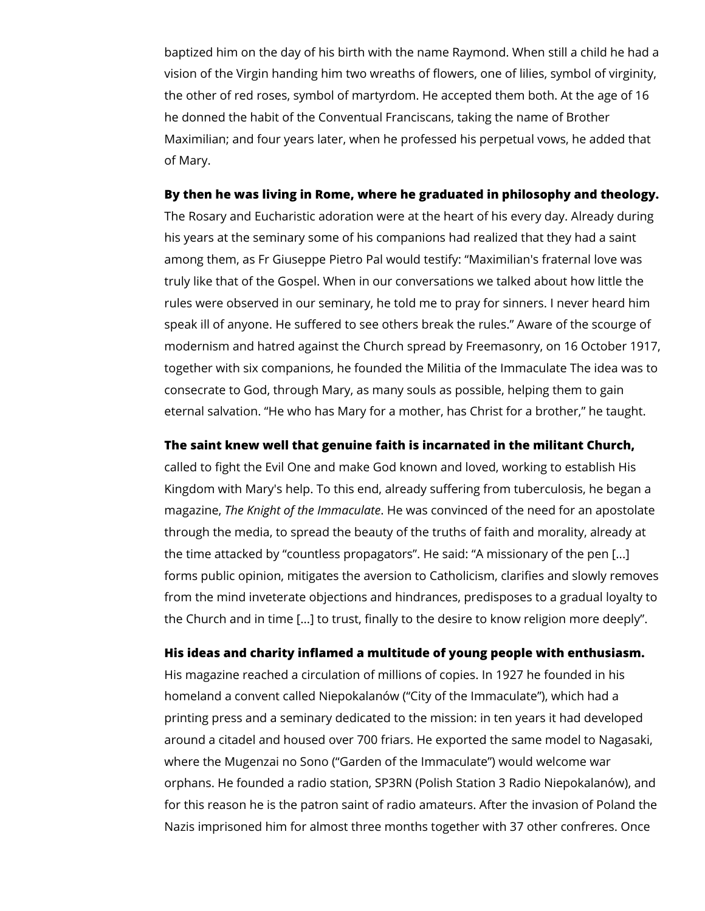baptized him on the day of his birth with the name Raymond. When still a child he had a vision of the Virgin handing him two wreaths of flowers, one of lilies, symbol of virginity, the other of red roses, symbol of martyrdom. He accepted them both. At the age of 16 he donned the habit of the Conventual Franciscans, taking the name of Brother Maximilian; and four years later, when he professed his perpetual vows, he added that of Mary.

**By then he was living in Rome, where he graduated in philosophy and theology.** The Rosary and Eucharistic adoration were at the heart of his every day. Already during his years at the seminary some of his companions had realized that they had a saint among them, as Fr Giuseppe Pietro Pal would testify: "Maximilian's fraternal love was truly like that of the Gospel. When in our conversations we talked about how little the rules were observed in our seminary, he told me to pray for sinners. I never heard him speak ill of anyone. He suffered to see others break the rules." Aware of the scourge of modernism and hatred against the Church spread by Freemasonry, on 16 October 1917, together with six companions, he founded the Militia of the Immaculate The idea was to consecrate to God, through Mary, as many souls as possible, helping them to gain eternal salvation. "He who has Mary for a mother, has Christ for a brother," he taught.

**The saint knew well that genuine faith is incarnated in the militant Church,** called to fight the Evil One and make God known and loved, working to establish His Kingdom with Mary's help. To this end, already suffering from tuberculosis, he began a magazine, *The Knight of the Immaculate*. He was convinced of the need for an apostolate through the media, to spread the beauty of the truths of faith and morality, already at the time attacked by "countless propagators". He said: "A missionary of the pen [...] forms public opinion, mitigates the aversion to Catholicism, clarifies and slowly removes from the mind inveterate objections and hindrances, predisposes to a gradual loyalty to the Church and in time [...] to trust, finally to the desire to know religion more deeply".

**His ideas and charity inflamed a multitude of young people with enthusiasm.** His magazine reached a circulation of millions of copies. In 1927 he founded in his homeland a convent called Niepokalanów ("City of the Immaculate"), which had a printing press and a seminary dedicated to the mission: in ten years it had developed around a citadel and housed over 700 friars. He exported the same model to Nagasaki, where the Mugenzai no Sono ("Garden of the Immaculate") would welcome war orphans. He founded a radio station, SP3RN (Polish Station 3 Radio Niepokalanów), and for this reason he is the patron saint of radio amateurs. After the invasion of Poland the Nazis imprisoned him for almost three months together with 37 other confreres. Once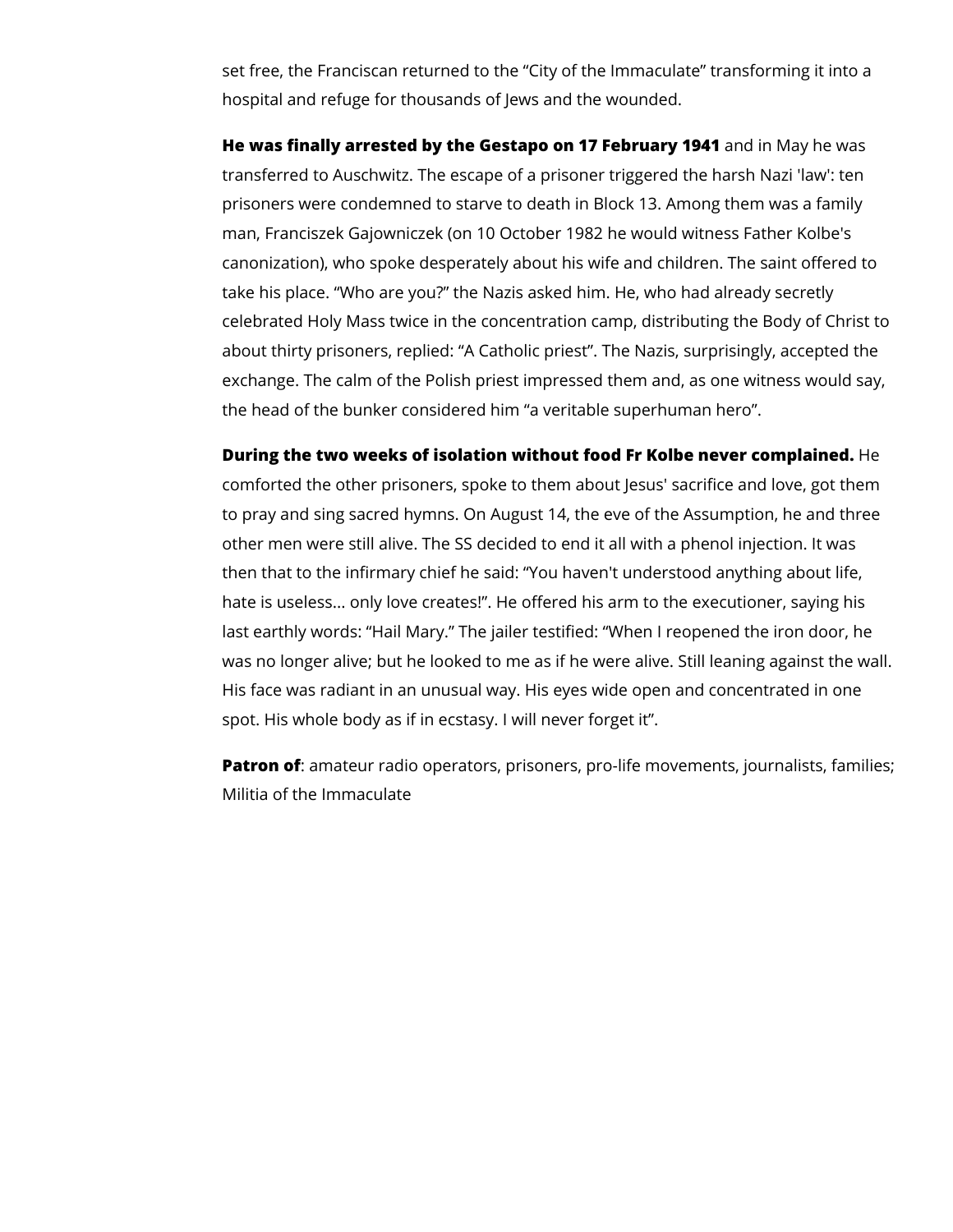set free, the Franciscan returned to the “City of the Immaculate” transforming it into a hospital and refuge for thousands of Jews and the wounded.

**He was finally arrested by the Gestapo on 17 February 1941** and in May he was transferred to Auschwitz. The escape of a prisoner triggered the harsh Nazi 'law': ten prisoners were condemned to starve to death in Block 13. Among them was a family man, Franciszek Gajowniczek (on 10 October 1982 he would witness Father Kolbe's canonization), who spoke desperately about his wife and children. The saint offered to take his place. “Who are you?” the Nazis asked him. He, who had already secretly celebrated Holy Mass twice in the concentration camp, distributing the Body of Christ to about thirty prisoners, replied: “A Catholic priest”. The Nazis, surprisingly, accepted the exchange. The calm of the Polish priest impressed them and, as one witness would say, the head of the bunker considered him “a veritable superhuman hero”.

**During the two weeks of isolation without food Fr Kolbe never complained.** He comforted the other prisoners, spoke to them about Jesus' sacrifice and love, got them to pray and sing sacred hymns. On August 14, the eve of the Assumption, he and three other men were still alive. The SS decided to end it all with a phenol injection. It was then that to the infirmary chief he said: “You haven't understood anything about life, hate is useless... only love creates!”. He offered his arm to the executioner, saying his last earthly words: “Hail Mary.” The jailer testified: “When I reopened the iron door, he was no longer alive; but he looked to me as if he were alive. Still leaning against the wall. His face was radiant in an unusual way. His eyes wide open and concentrated in one spot. His whole body as if in ecstasy. I will never forget it”.

**Patron of**: amateur radio operators, prisoners, pro-life movements, journalists, families; Militia of the Immaculate